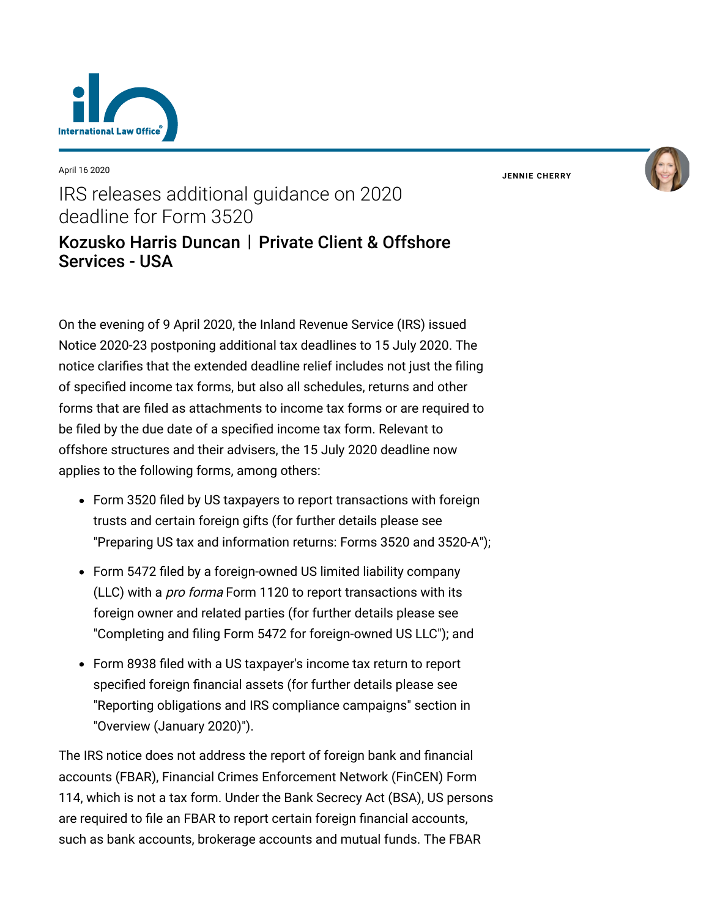April 16 2020

# IRS releases additional guidance on 2020 deadline for Form 3520

## Kozusko Harris Duncan | Private Client & Offshore Services - USA

**JENNIE CHERRY**

On the evening of 9 April 2020, the Inland Revenue Service (IRS) issued Notice 2020-23 postponing additional tax deadlines to 15 July 2020. The notice clarifies that the extended deadline relief includes not just the filing of specified income tax forms, but also all schedules, returns and other forms that are filed as attachments to income tax forms or are required to be filed by the due date of a specified income tax form. Relevant to offshore structures and their advisers, the 15 July 2020 deadline now applies to the following forms, among others:

- Form 3520 filed by US taxpayers to report transactions with foreign trusts and certain foreign gifts (for further details please see "Preparing US tax and information returns: Forms 3520 and 3520-A");
- Form 5472 filed by a foreign-owned US limited liability company (LLC) with a *pro forma* Form 1120 to report transactions with its foreign owner and related parties (for further details please see "Completing and filing Form 5472 for foreign-owned US LLC"); and
- Form 8938 filed with a US taxpayer's income tax return to report specified foreign financial assets (for further details please see "Reporting obligations and IRS compliance campaigns" section in "Overview (January 2020)").

The IRS notice does not address the report of foreign bank and financial accounts (FBAR), Financial Crimes Enforcement Network (FinCEN) Form 114, which is not a tax form. Under the Bank Secrecy Act (BSA), US persons are required to file an FBAR to report certain foreign financial accounts, such as bank accounts, brokerage accounts and mutual funds. The FBAR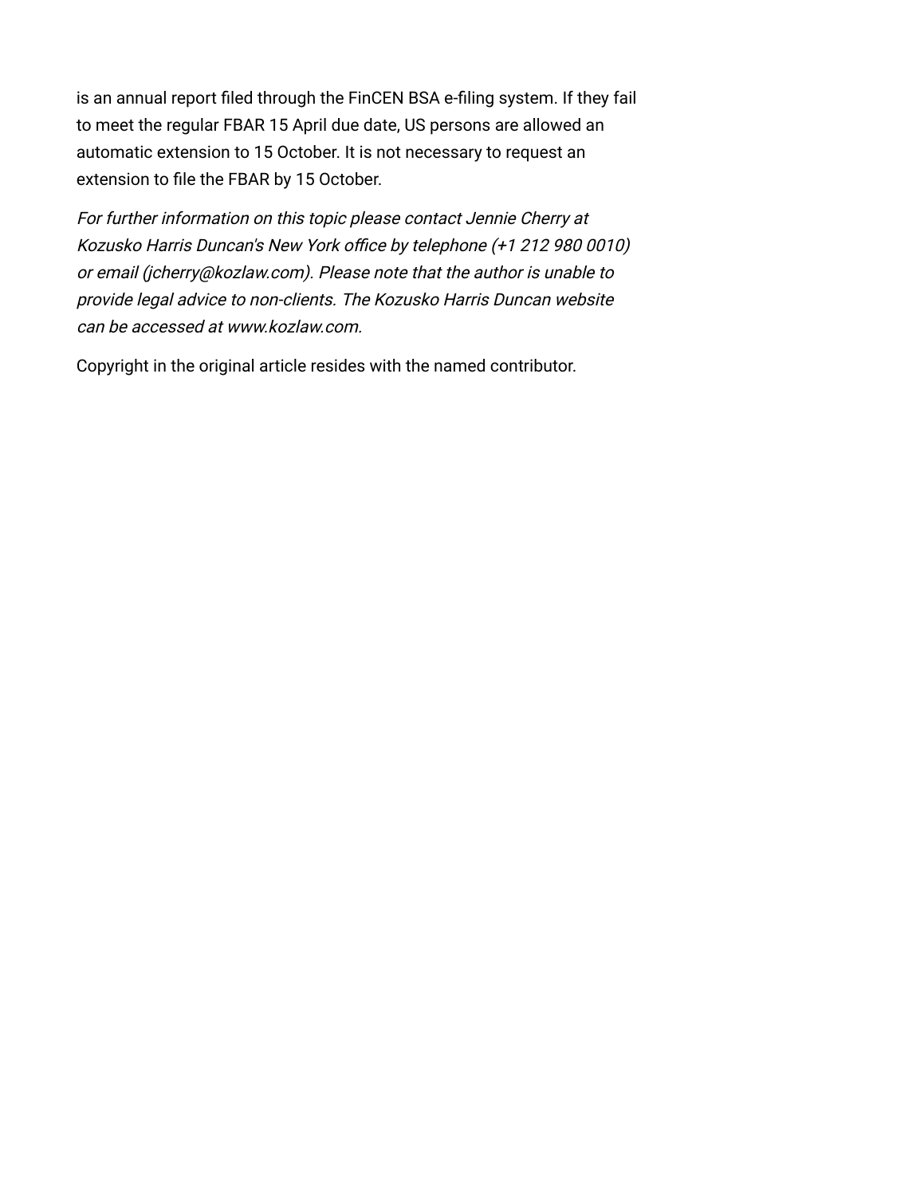is an annual report filed through the FinCEN BSA e-filing system. If they fail to meet the regular FBAR 15 April due date, US persons are allowed an automatic extension to 15 October. It is not necessary to request an extension to file the FBAR by 15 October.

*For further information on this topic please contact Jennie Cherry at Kozusko Harris Duncan's New York office by telephone (+1 212 980 0010) or email (jcherry@kozlaw.com). Please note that the author is unable to provide legal advice to non-clients. The Kozusko Harris Duncan website can be accessed at www.kozlaw.com.*

Copyright in the original article resides with the named contributor.